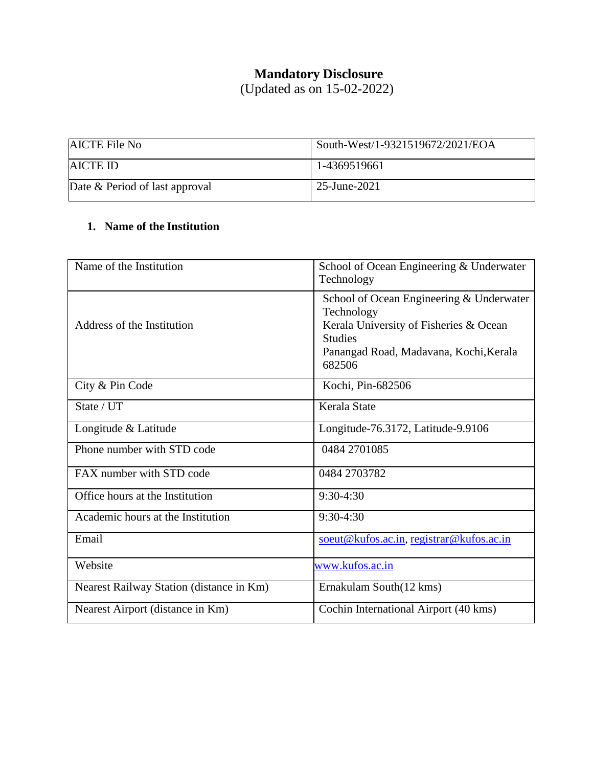# Mandatory Disclosure

(Updated as on 15-02-2022)

| AICTE File No | South-West/1-9321519672/2021/EOA |
|---|---|
| AICTE ID | 1-4369519661 |
| Date & Period of last approval | 25-June-2021 |

## 1. Name of the Institution

| Name of the Institution | School of Ocean Engineering & Underwater Technology |
|---|---|
| Address of the Institution | School of Ocean Engineering & Underwater Technology<br>Kerala University of Fisheries & Ocean Studies<br>Panangad Road, Madavana, Kochi,Kerala 682506 |
| City & Pin Code | Kochi, Pin-682506 |
| State / UT | Kerala State |
| Longitude & Latitude | Longitude-76.3172, Latitude-9.9106 |
| Phone number with STD code | 0484 2701085 |
| FAX number with STD code | 0484 2703782 |
| Office hours at the Institution | 9:30-4:30 |
| Academic hours at the Institution | 9:30-4:30 |
| Email | soeut@kufos.ac.in, registrar@kufos.ac.in |
| Website | www.kufos.ac.in |
| Nearest Railway Station (distance in Km) | Ernakulam South(12 kms) |
| Nearest Airport (distance in Km) | Cochin International Airport (40 kms) |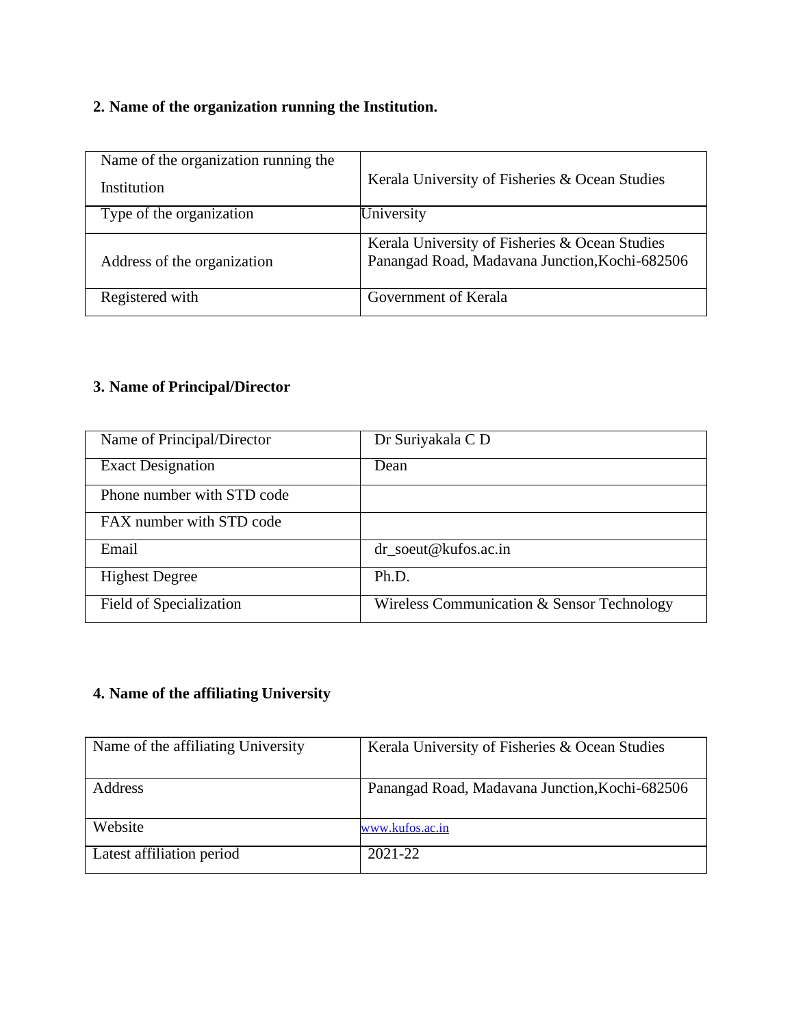## 2. Name of the organization running the Institution.

| Name of the organization running the Institution | Kerala University of Fisheries & Ocean Studies |
|---|---|
| Type of the organization | University |
| Address of the organization | Kerala University of Fisheries & Ocean Studies Panangad Road, Madavana Junction,Kochi-682506 |
| Registered with | Government of Kerala |

## 3. Name of Principal/Director

| Name of Principal/Director | Dr Suriyakala C D |
|---|---|
| Exact Designation | Dean |
| Phone number with STD code | |
| FAX number with STD code | |
| Email | dr_soeut@kufos.ac.in |
| Highest Degree | Ph.D. |
| Field of Specialization | Wireless Communication & Sensor Technology |

## 4. Name of the affiliating University

| Name of the affiliating University | Kerala University of Fisheries & Ocean Studies |
|---|---|
| Address | Panangad Road, Madavana Junction,Kochi-682506 |
| Website | www.kufos.ac.in |
| Latest affiliation period | 2021-22 |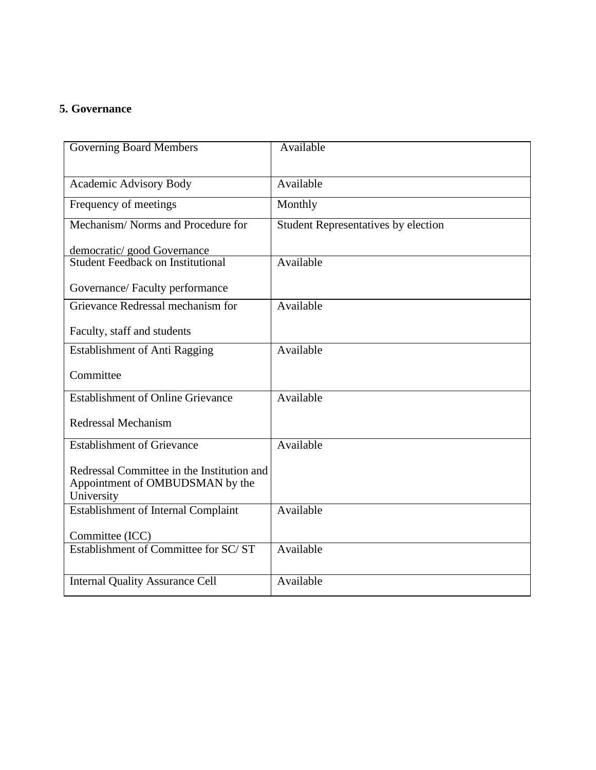## 5. Governance

| Governing Board Members | Available |
|---|---|
| Academic Advisory Body | Available |
| Frequency of meetings | Monthly |
| Mechanism/ Norms and Procedure for democratic/ good Governance | Student Representatives by election |
| Student Feedback on Institutional Governance/ Faculty performance | Available |
| Grievance Redressal mechanism for Faculty, staff and students | Available |
| Establishment of Anti Ragging Committee | Available |
| Establishment of Online Grievance Redressal Mechanism | Available |
| Establishment of Grievance Redressal Committee in the Institution and Appointment of OMBUDSMAN by the University | Available |
| Establishment of Internal Complaint Committee (ICC) | Available |
| Establishment of Committee for SC/ ST | Available |
| Internal Quality Assurance Cell | Available |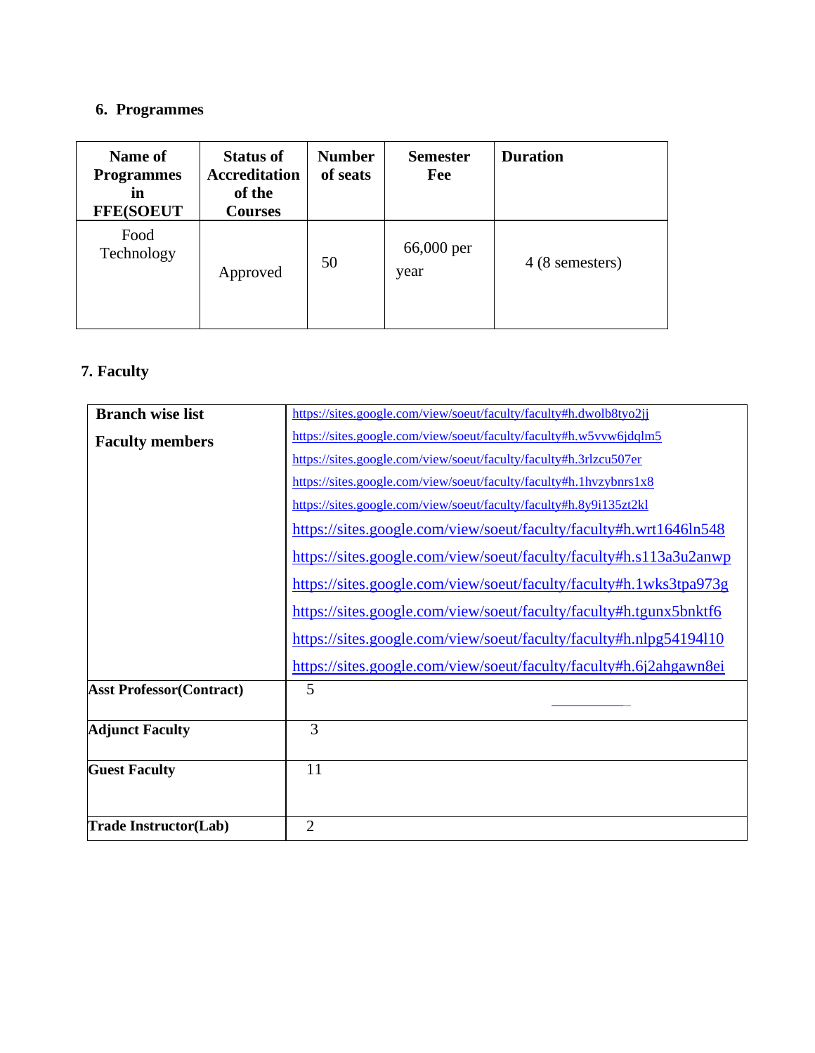## 6. Programmes

| Name of Programmes in FFE(SOEUT | Status of Accreditation of the Courses | Number of seats | Semester Fee | Duration |
|---|---|---|---|---|
| Food Technology | Approved | 50 | 66,000 per year | 4 (8 semesters) |

## 7. Faculty

| Branch wise list<br>Faculty members | https://sites.google.com/view/soeut/faculty/faculty#h.dwolb8tyo2jj<br>https://sites.google.com/view/soeut/faculty/faculty#h.w5vvw6jdqlm5<br>https://sites.google.com/view/soeut/faculty/faculty#h.3rlzcu507er<br>https://sites.google.com/view/soeut/faculty/faculty#h.1hvzybnrs1x8<br>https://sites.google.com/view/soeut/faculty/faculty#h.8y9i135zt2kl<br>https://sites.google.com/view/soeut/faculty/faculty#h.wrt1646ln548<br>https://sites.google.com/view/soeut/faculty/faculty#h.s113a3u2anwp<br>https://sites.google.com/view/soeut/faculty/faculty#h.1wks3tpa973g<br>https://sites.google.com/view/soeut/faculty/faculty#h.tgunx5bnktf6<br>https://sites.google.com/view/soeut/faculty/faculty#h.nlpg54194l10<br>https://sites.google.com/view/soeut/faculty/faculty#h.6j2ahgawn8ei |
|---|---|
| **Asst Professor(Contract)** | 5 |
| **Adjunct Faculty** | 3 |
| **Guest Faculty** | 11 |
| **Trade Instructor(Lab)** | 2 |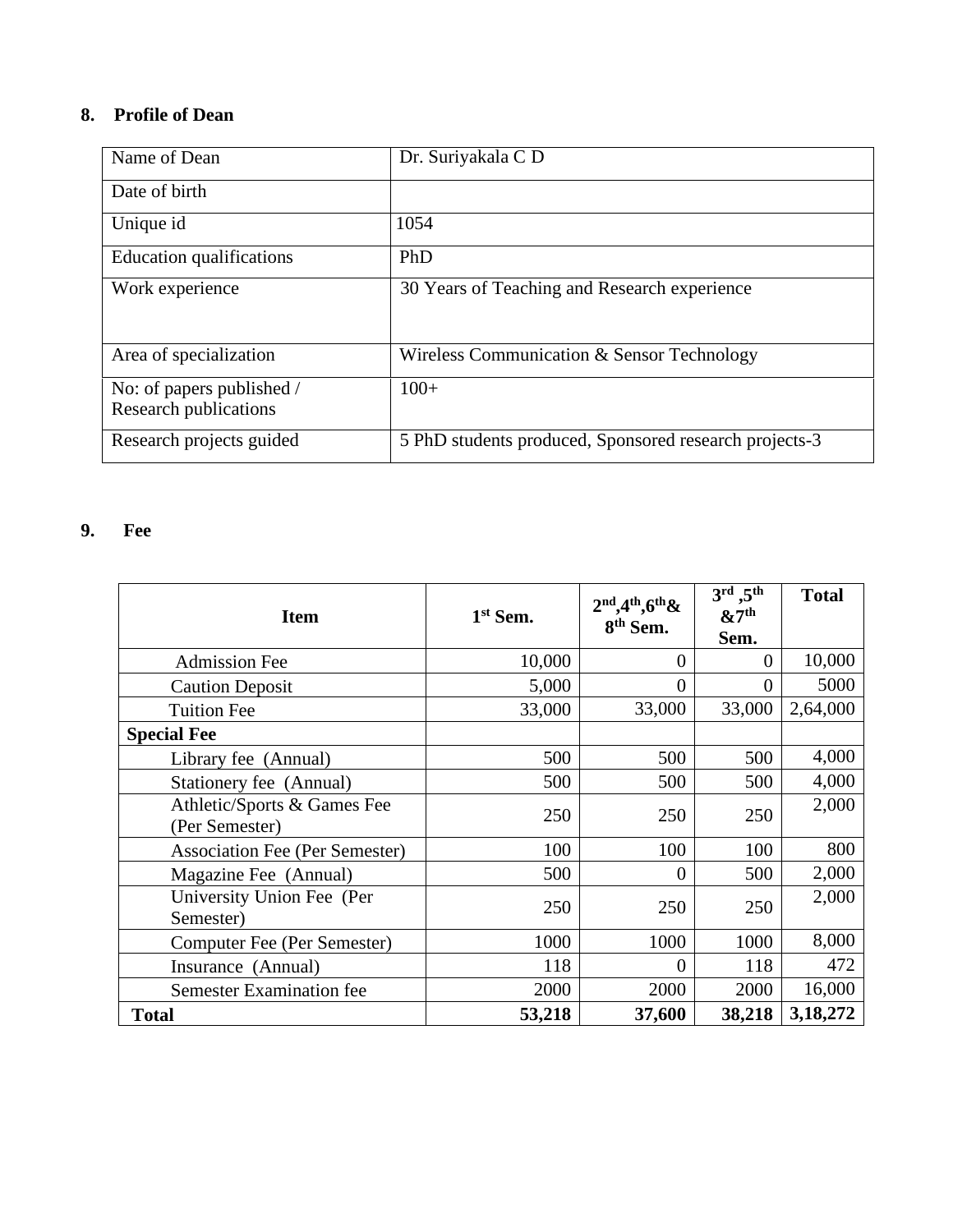## 8. Profile of Dean

| Name of Dean | Dr. Suriyakala C D |
|---|---|
| Date of birth | |
| Unique id | 1054 |
| Education qualifications | PhD |
| Work experience | 30 Years of Teaching and Research experience |
| Area of specialization | Wireless Communication & Sensor Technology |
| No: of papers published / Research publications | 100+ |
| Research projects guided | 5 PhD students produced, Sponsored research projects-3 |

## 9. Fee

| Item | 1st Sem. | 2nd,4th,6th& 8th Sem. | 3rd ,5th &7th Sem. | Total |
|---|---|---|---|---|
| Admission Fee | 10,000 | 0 | 0 | 10,000 |
| Caution Deposit | 5,000 | 0 | 0 | 5000 |
| Tuition Fee | 33,000 | 33,000 | 33,000 | 2,64,000 |
| **Special Fee** | | | | |
| Library fee (Annual) | 500 | 500 | 500 | 4,000 |
| Stationery fee (Annual) | 500 | 500 | 500 | 4,000 |
| Athletic/Sports & Games Fee (Per Semester) | 250 | 250 | 250 | 2,000 |
| Association Fee (Per Semester) | 100 | 100 | 100 | 800 |
| Magazine Fee (Annual) | 500 | 0 | 500 | 2,000 |
| University Union Fee (Per Semester) | 250 | 250 | 250 | 2,000 |
| Computer Fee (Per Semester) | 1000 | 1000 | 1000 | 8,000 |
| Insurance (Annual) | 118 | 0 | 118 | 472 |
| Semester Examination fee | 2000 | 2000 | 2000 | 16,000 |
| **Total** | **53,218** | **37,600** | **38,218** | **3,18,272** |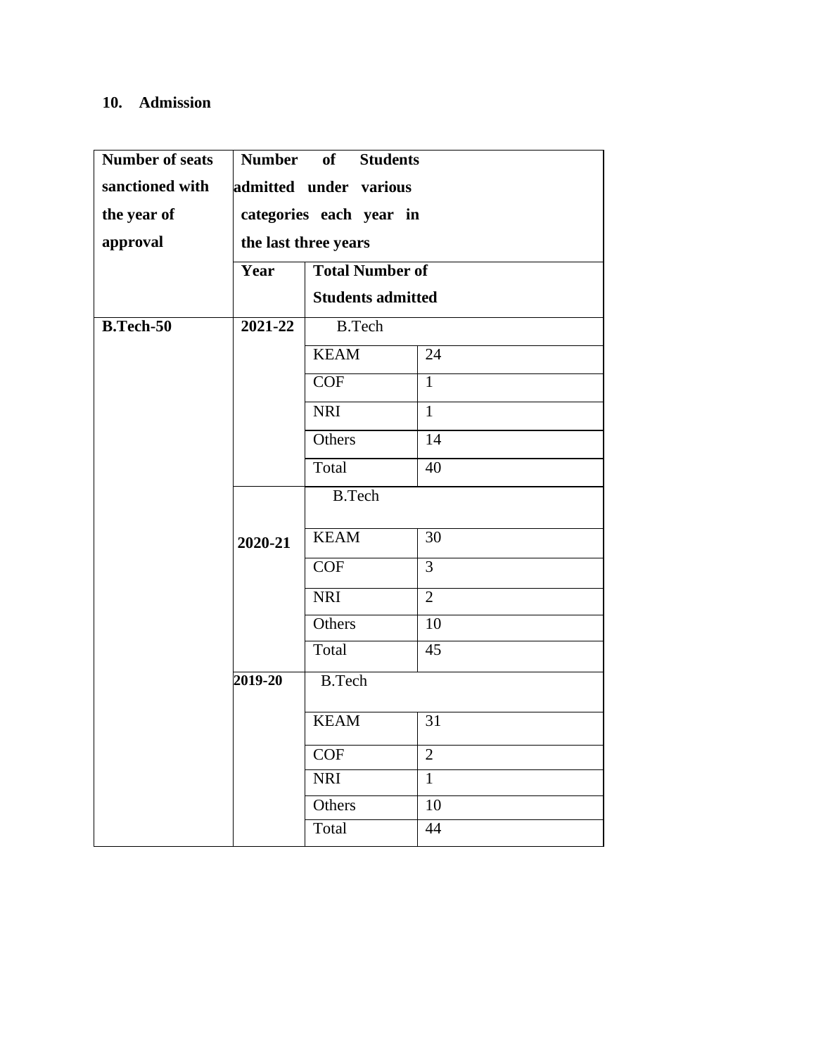## 10. Admission

| Number of seats sanctioned with the year of approval | Number of Students admitted under various categories each year in the last three years | | |
|---|---|---|---|
| | Year | Total Number of Students admitted | |
| B.Tech-50 | 2021-22 | B.Tech | |
| | | KEAM | 24 |
| | | COF | 1 |
| | | NRI | 1 |
| | | Others | 14 |
| | | Total | 40 |
| | 2020-21 | B.Tech | |
| | | KEAM | 30 |
| | | COF | 3 |
| | | NRI | 2 |
| | | Others | 10 |
| | | Total | 45 |
| | 2019-20 | B.Tech | |
| | | KEAM | 31 |
| | | COF | 2 |
| | | NRI | 1 |
| | | Others | 10 |
| | | Total | 44 |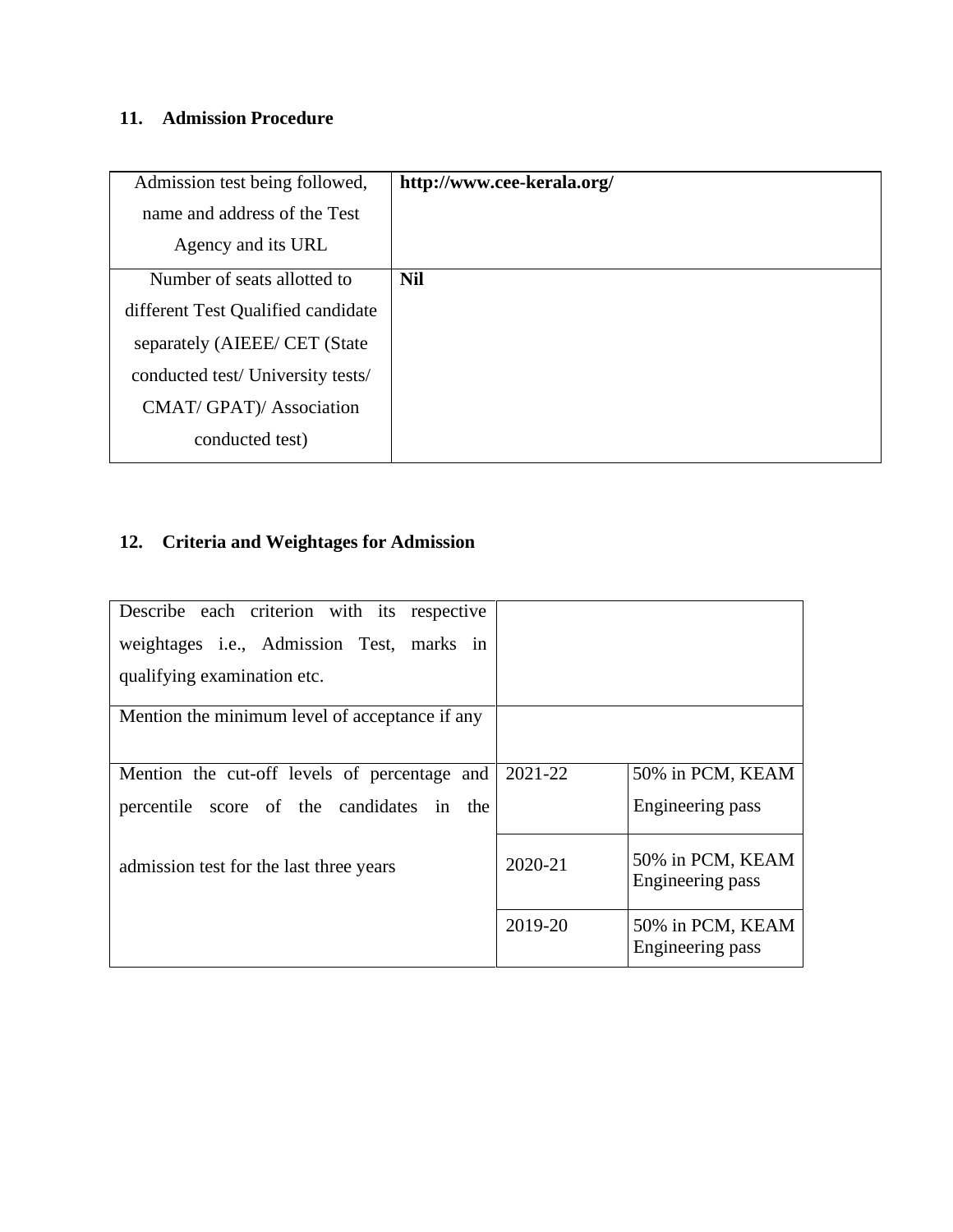## 11. Admission Procedure

| | |
|---|---|
| Admission test being followed, name and address of the Test Agency and its URL | **http://www.cee-kerala.org/** |
| Number of seats allotted to different Test Qualified candidate separately (AIEEE/ CET (State conducted test/ University tests/ CMAT/ GPAT)/ Association conducted test) | **Nil** |

## 12. Criteria and Weightages for Admission

| | | |
|---|---|---|
| Describe each criterion with its respective weightages i.e., Admission Test, marks in qualifying examination etc. | | |
| Mention the minimum level of acceptance if any | | |
| Mention the cut-off levels of percentage and percentile score of the candidates in the admission test for the last three years | 2021-22 | 50% in PCM, KEAM Engineering pass |
| | 2020-21 | 50% in PCM, KEAM Engineering pass |
| | 2019-20 | 50% in PCM, KEAM Engineering pass |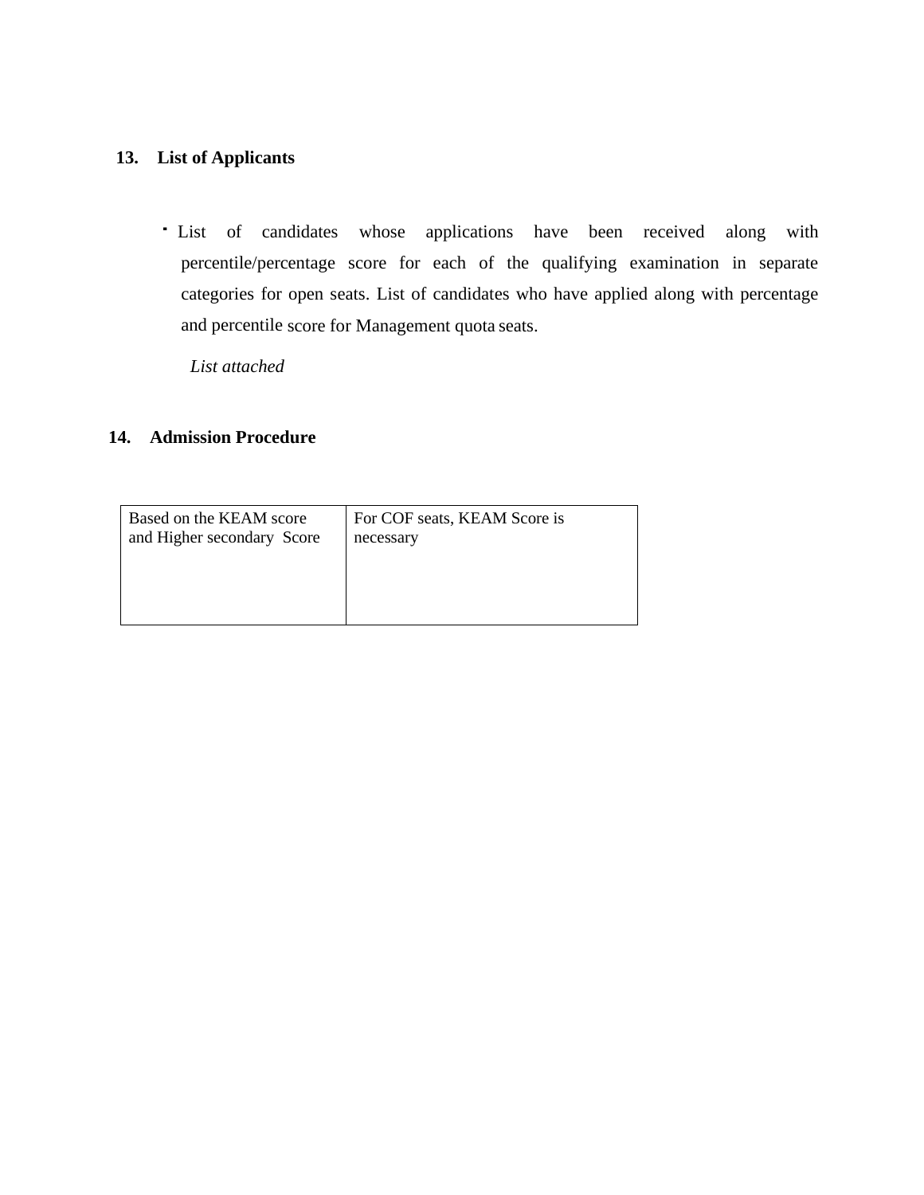## 13. List of Applicants

- List of candidates whose applications have been received along with percentile/percentage score for each of the qualifying examination in separate categories for open seats. List of candidates who have applied along with percentage and percentile score for Management quota seats.

  *List attached*

## 14. Admission Procedure

| Based on the KEAM score and Higher secondary Score | For COF seats, KEAM Score is necessary |
|---|---|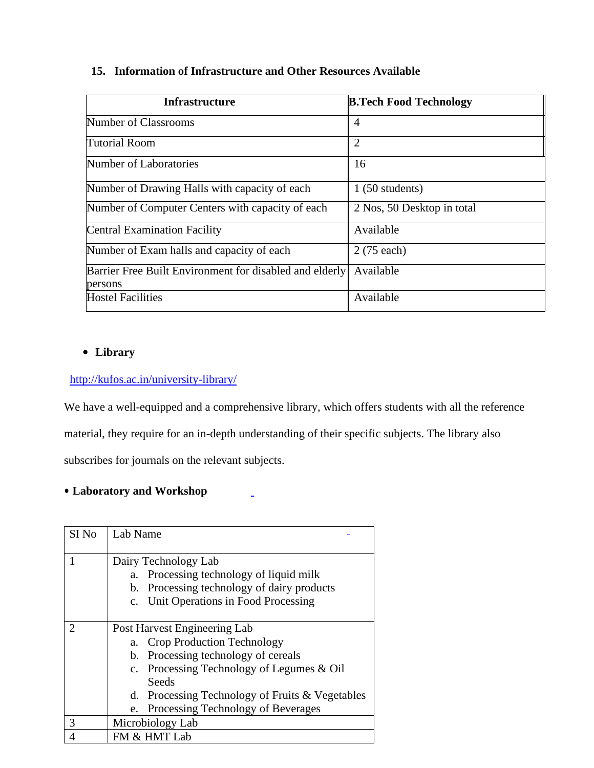## 15. Information of Infrastructure and Other Resources Available

| Infrastructure | B.Tech Food Technology |
|---|---|
| Number of Classrooms | 4 |
| Tutorial Room | 2 |
| Number of Laboratories | 16 |
| Number of Drawing Halls with capacity of each | 1 (50 students) |
| Number of Computer Centers with capacity of each | 2 Nos, 50 Desktop in total |
| Central Examination Facility | Available |
| Number of Exam halls and capacity of each | 2 (75 each) |
| Barrier Free Built Environment for disabled and elderly persons | Available |
| Hostel Facilities | Available |

- **Library**

http://kufos.ac.in/university-library/

We have a well-equipped and a comprehensive library, which offers students with all the reference material, they require for an in-depth understanding of their specific subjects. The library also subscribes for journals on the relevant subjects.

- **Laboratory and Workshop**

| SI No | Lab Name |
|---|---|
| 1 | Dairy Technology Lab<br>a. Processing technology of liquid milk<br>b. Processing technology of dairy products<br>c. Unit Operations in Food Processing |
| 2 | Post Harvest Engineering Lab<br>a. Crop Production Technology<br>b. Processing technology of cereals<br>c. Processing Technology of Legumes & Oil Seeds<br>d. Processing Technology of Fruits & Vegetables<br>e. Processing Technology of Beverages |
| 3 | Microbiology Lab |
| 4 | FM & HMT Lab |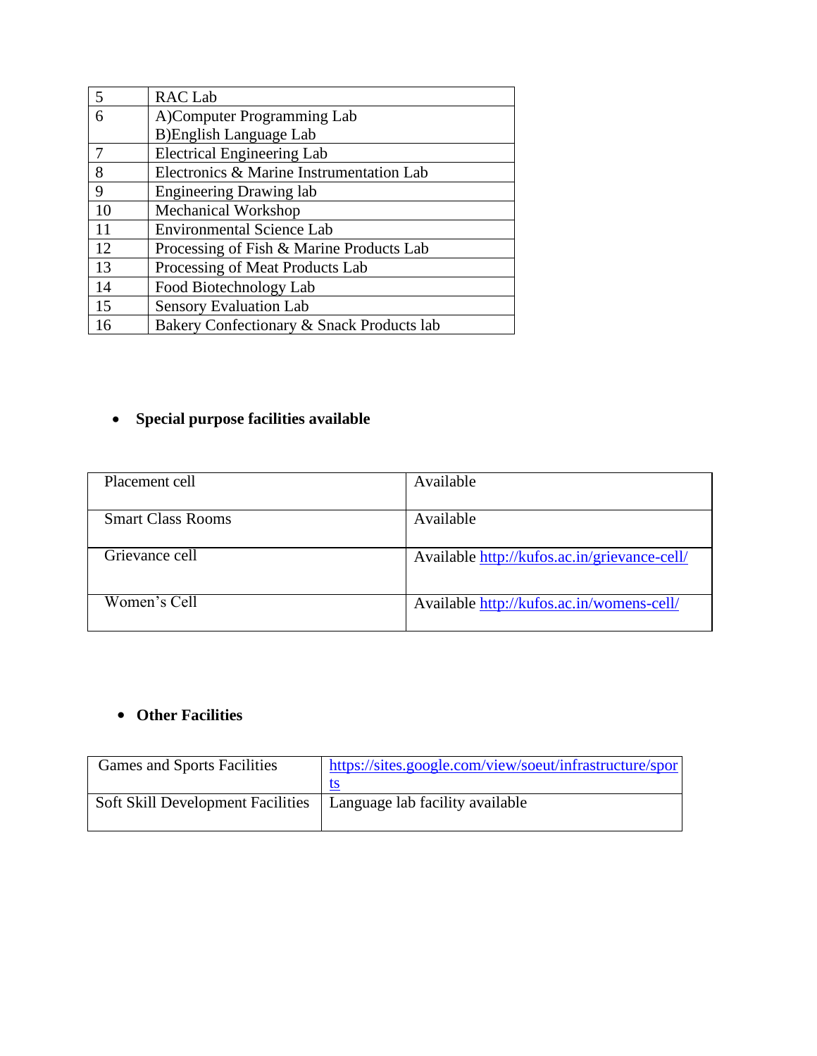| | |
|---|---|
| 5 | RAC Lab |
| 6 | A)Computer Programming Lab<br>B)English Language Lab |
| 7 | Electrical Engineering Lab |
| 8 | Electronics & Marine Instrumentation Lab |
| 9 | Engineering Drawing lab |
| 10 | Mechanical Workshop |
| 11 | Environmental Science Lab |
| 12 | Processing of Fish & Marine Products Lab |
| 13 | Processing of Meat Products Lab |
| 14 | Food Biotechnology Lab |
| 15 | Sensory Evaluation Lab |
| 16 | Bakery Confectionary & Snack Products lab |

- **Special purpose facilities available**

| | |
|---|---|
| Placement cell | Available |
| Smart Class Rooms | Available |
| Grievance cell | Available http://kufos.ac.in/grievance-cell/ |
| Women's Cell | Available http://kufos.ac.in/womens-cell/ |

- **Other Facilities**

| | |
|---|---|
| Games and Sports Facilities | https://sites.google.com/view/soeut/infrastructure/sports |
| Soft Skill Development Facilities | Language lab facility available |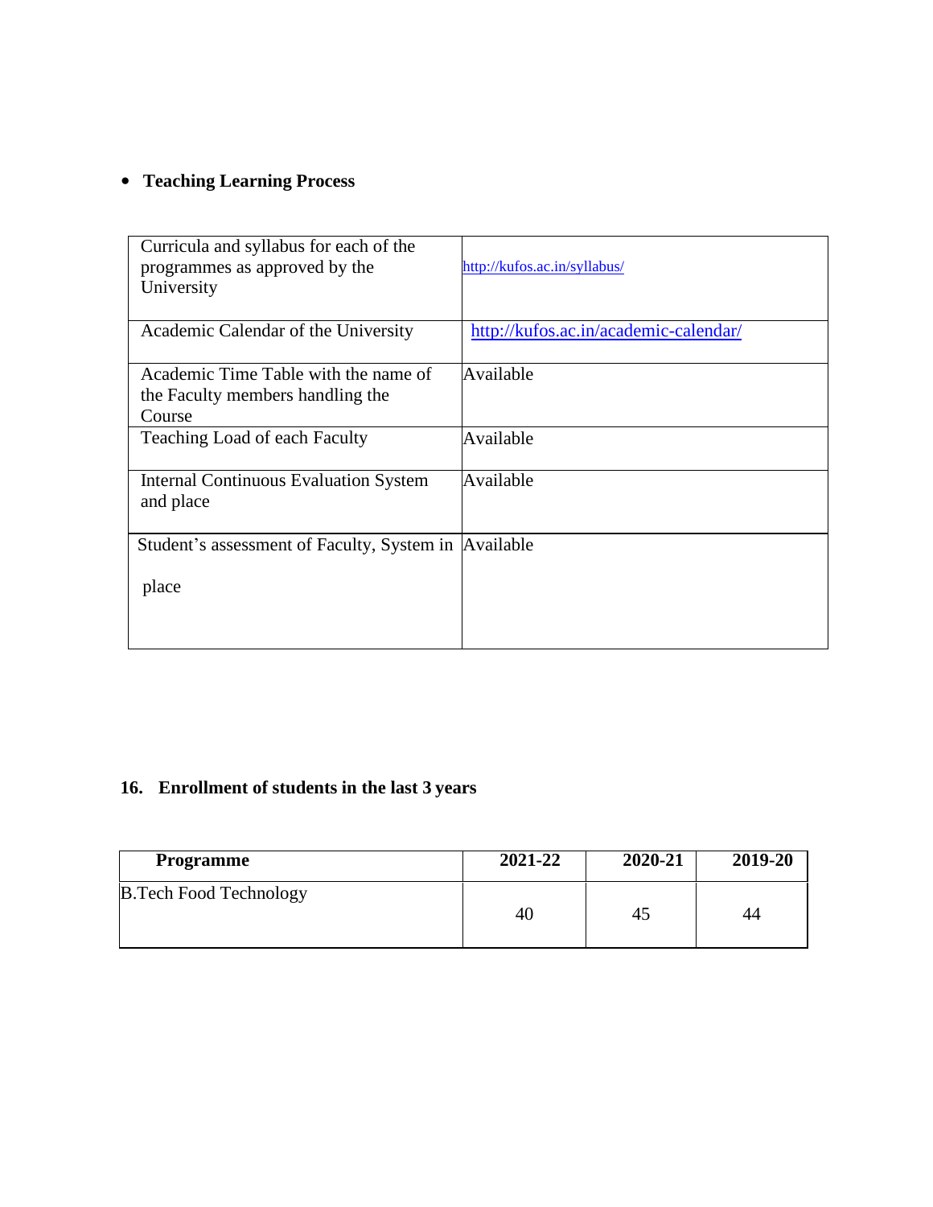- **Teaching Learning Process**

| | |
|---|---|
| Curricula and syllabus for each of the programmes as approved by the University | http://kufos.ac.in/syllabus/ |
| Academic Calendar of the University | http://kufos.ac.in/academic-calendar/ |
| Academic Time Table with the name of the Faculty members handling the Course | Available |
| Teaching Load of each Faculty | Available |
| Internal Continuous Evaluation System and place | Available |
| Student's assessment of Faculty, System in place | Available |

## 16. Enrollment of students in the last 3 years

| Programme | 2021-22 | 2020-21 | 2019-20 |
|---|---|---|---|
| B.Tech Food Technology | 40 | 45 | 44 |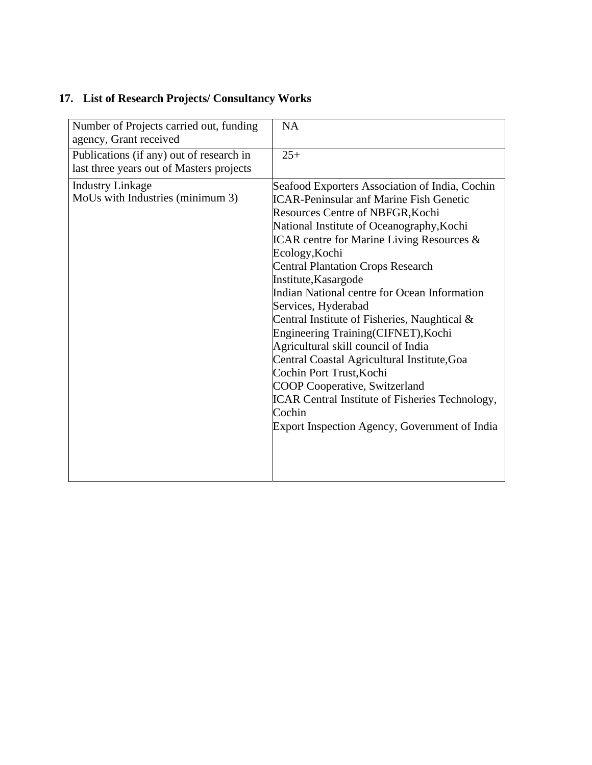## 17. List of Research Projects/ Consultancy Works

| | |
|---|---|
| Number of Projects carried out, funding agency, Grant received | NA |
| Publications (if any) out of research in last three years out of Masters projects | 25+ |
| Industry Linkage<br>MoUs with Industries (minimum 3) | Seafood Exporters Association of India, Cochin<br>ICAR-Peninsular anf Marine Fish Genetic Resources Centre of NBFGR,Kochi<br>National Institute of Oceanography,Kochi<br>ICAR centre for Marine Living Resources & Ecology,Kochi<br>Central Plantation Crops Research Institute,Kasargode<br>Indian National centre for Ocean Information Services, Hyderabad<br>Central Institute of Fisheries, Naughtical & Engineering Training(CIFNET),Kochi<br>Agricultural skill council of India<br>Central Coastal Agricultural Institute,Goa<br>Cochin Port Trust,Kochi<br>COOP Cooperative, Switzerland<br>ICAR Central Institute of Fisheries Technology, Cochin<br>Export Inspection Agency, Government of India |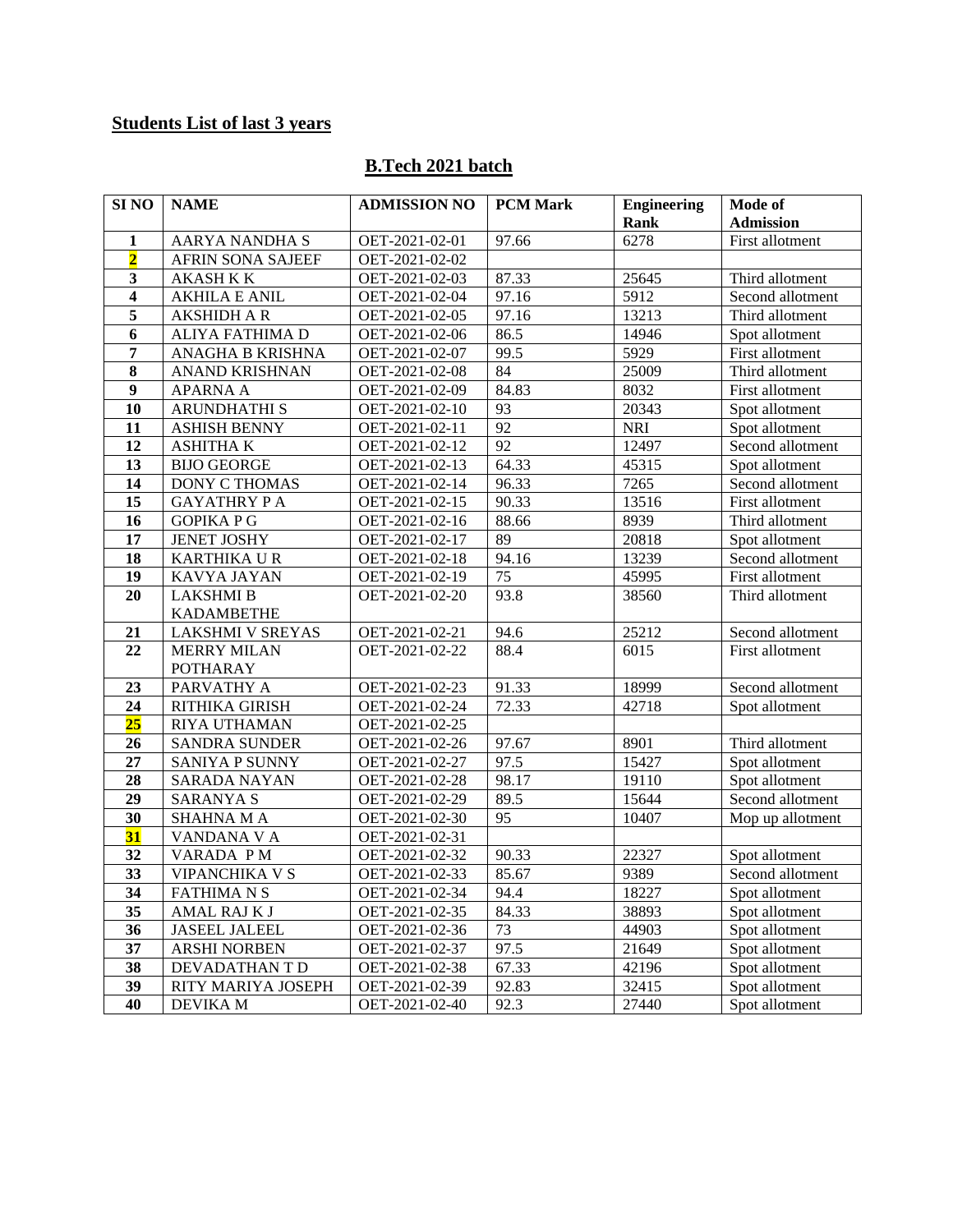## Students List of last 3 years

### B.Tech 2021 batch

| SI NO | NAME | ADMISSION NO | PCM Mark | Engineering Rank | Mode of Admission |
|---|---|---|---|---|---|
| 1 | AARYA NANDHA S | OET-2021-02-01 | 97.66 | 6278 | First allotment |
| 2 | AFRIN SONA SAJEEF | OET-2021-02-02 | | | |
| 3 | AKASH K K | OET-2021-02-03 | 87.33 | 25645 | Third allotment |
| 4 | AKHILA E ANIL | OET-2021-02-04 | 97.16 | 5912 | Second allotment |
| 5 | AKSHIDH A R | OET-2021-02-05 | 97.16 | 13213 | Third allotment |
| 6 | ALIYA FATHIMA D | OET-2021-02-06 | 86.5 | 14946 | Spot allotment |
| 7 | ANAGHA B KRISHNA | OET-2021-02-07 | 99.5 | 5929 | First allotment |
| 8 | ANAND KRISHNAN | OET-2021-02-08 | 84 | 25009 | Third allotment |
| 9 | APARNA A | OET-2021-02-09 | 84.83 | 8032 | First allotment |
| 10 | ARUNDHATHI S | OET-2021-02-10 | 93 | 20343 | Spot allotment |
| 11 | ASHISH BENNY | OET-2021-02-11 | 92 | NRI | Spot allotment |
| 12 | ASHITHA K | OET-2021-02-12 | 92 | 12497 | Second allotment |
| 13 | BIJO GEORGE | OET-2021-02-13 | 64.33 | 45315 | Spot allotment |
| 14 | DONY C THOMAS | OET-2021-02-14 | 96.33 | 7265 | Second allotment |
| 15 | GAYATHRY P A | OET-2021-02-15 | 90.33 | 13516 | First allotment |
| 16 | GOPIKA P G | OET-2021-02-16 | 88.66 | 8939 | Third allotment |
| 17 | JENET JOSHY | OET-2021-02-17 | 89 | 20818 | Spot allotment |
| 18 | KARTHIKA U R | OET-2021-02-18 | 94.16 | 13239 | Second allotment |
| 19 | KAVYA JAYAN | OET-2021-02-19 | 75 | 45995 | First allotment |
| 20 | LAKSHMI B KADAMBETHE | OET-2021-02-20 | 93.8 | 38560 | Third allotment |
| 21 | LAKSHMI V SREYAS | OET-2021-02-21 | 94.6 | 25212 | Second allotment |
| 22 | MERRY MILAN POTHARAY | OET-2021-02-22 | 88.4 | 6015 | First allotment |
| 23 | PARVATHY A | OET-2021-02-23 | 91.33 | 18999 | Second allotment |
| 24 | RITHIKA GIRISH | OET-2021-02-24 | 72.33 | 42718 | Spot allotment |
| 25 | RIYA UTHAMAN | OET-2021-02-25 | | | |
| 26 | SANDRA SUNDER | OET-2021-02-26 | 97.67 | 8901 | Third allotment |
| 27 | SANIYA P SUNNY | OET-2021-02-27 | 97.5 | 15427 | Spot allotment |
| 28 | SARADA NAYAN | OET-2021-02-28 | 98.17 | 19110 | Spot allotment |
| 29 | SARANYA S | OET-2021-02-29 | 89.5 | 15644 | Second allotment |
| 30 | SHAHNA M A | OET-2021-02-30 | 95 | 10407 | Mop up allotment |
| 31 | VANDANA V A | OET-2021-02-31 | | | |
| 32 | VARADA P M | OET-2021-02-32 | 90.33 | 22327 | Spot allotment |
| 33 | VIPANCHIKA V S | OET-2021-02-33 | 85.67 | 9389 | Second allotment |
| 34 | FATHIMA N S | OET-2021-02-34 | 94.4 | 18227 | Spot allotment |
| 35 | AMAL RAJ K J | OET-2021-02-35 | 84.33 | 38893 | Spot allotment |
| 36 | JASEEL JALEEL | OET-2021-02-36 | 73 | 44903 | Spot allotment |
| 37 | ARSHI NORBEN | OET-2021-02-37 | 97.5 | 21649 | Spot allotment |
| 38 | DEVADATHAN T D | OET-2021-02-38 | 67.33 | 42196 | Spot allotment |
| 39 | RITY MARIYA JOSEPH | OET-2021-02-39 | 92.83 | 32415 | Spot allotment |
| 40 | DEVIKA M | OET-2021-02-40 | 92.3 | 27440 | Spot allotment |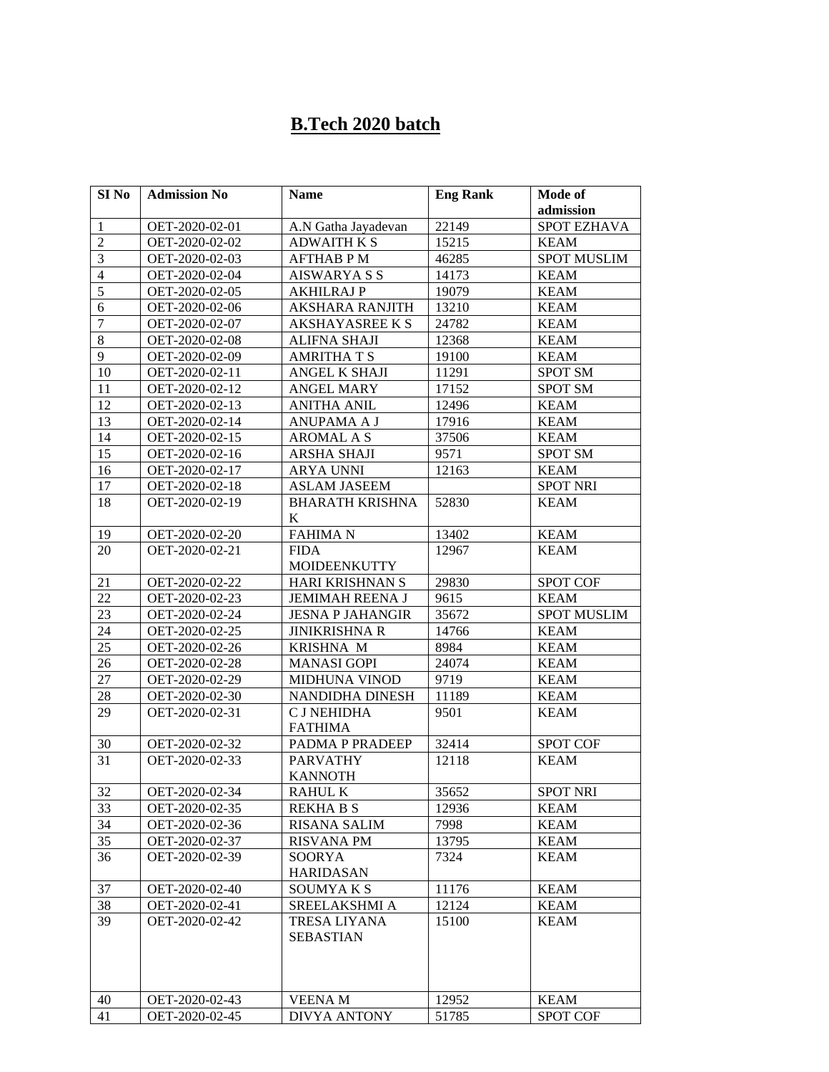# B.Tech 2020 batch

| SI No | Admission No | Name | Eng Rank | Mode of admission |
|---|---|---|---|---|
| 1 | OET-2020-02-01 | A.N Gatha Jayadevan | 22149 | SPOT EZHAVA |
| 2 | OET-2020-02-02 | ADWAITH K S | 15215 | KEAM |
| 3 | OET-2020-02-03 | AFTHAB P M | 46285 | SPOT MUSLIM |
| 4 | OET-2020-02-04 | AISWARYA S S | 14173 | KEAM |
| 5 | OET-2020-02-05 | AKHILRAJ P | 19079 | KEAM |
| 6 | OET-2020-02-06 | AKSHARA RANJITH | 13210 | KEAM |
| 7 | OET-2020-02-07 | AKSHAYASREE K S | 24782 | KEAM |
| 8 | OET-2020-02-08 | ALIFNA SHAJI | 12368 | KEAM |
| 9 | OET-2020-02-09 | AMRITHA T S | 19100 | KEAM |
| 10 | OET-2020-02-11 | ANGEL K SHAJI | 11291 | SPOT SM |
| 11 | OET-2020-02-12 | ANGEL MARY | 17152 | SPOT SM |
| 12 | OET-2020-02-13 | ANITHA ANIL | 12496 | KEAM |
| 13 | OET-2020-02-14 | ANUPAMA A J | 17916 | KEAM |
| 14 | OET-2020-02-15 | AROMAL A S | 37506 | KEAM |
| 15 | OET-2020-02-16 | ARSHA SHAJI | 9571 | SPOT SM |
| 16 | OET-2020-02-17 | ARYA UNNI | 12163 | KEAM |
| 17 | OET-2020-02-18 | ASLAM JASEEM | | SPOT NRI |
| 18 | OET-2020-02-19 | BHARATH KRISHNA K | 52830 | KEAM |
| 19 | OET-2020-02-20 | FAHIMA N | 13402 | KEAM |
| 20 | OET-2020-02-21 | FIDA MOIDEENKUTTY | 12967 | KEAM |
| 21 | OET-2020-02-22 | HARI KRISHNAN S | 29830 | SPOT COF |
| 22 | OET-2020-02-23 | JEMIMAH REENA J | 9615 | KEAM |
| 23 | OET-2020-02-24 | JESNA P JAHANGIR | 35672 | SPOT MUSLIM |
| 24 | OET-2020-02-25 | JINIKRISHNA R | 14766 | KEAM |
| 25 | OET-2020-02-26 | KRISHNA M | 8984 | KEAM |
| 26 | OET-2020-02-28 | MANASI GOPI | 24074 | KEAM |
| 27 | OET-2020-02-29 | MIDHUNA VINOD | 9719 | KEAM |
| 28 | OET-2020-02-30 | NANDIDHA DINESH | 11189 | KEAM |
| 29 | OET-2020-02-31 | C J NEHIDHA FATHIMA | 9501 | KEAM |
| 30 | OET-2020-02-32 | PADMA P PRADEEP | 32414 | SPOT COF |
| 31 | OET-2020-02-33 | PARVATHY KANNOTH | 12118 | KEAM |
| 32 | OET-2020-02-34 | RAHUL K | 35652 | SPOT NRI |
| 33 | OET-2020-02-35 | REKHA B S | 12936 | KEAM |
| 34 | OET-2020-02-36 | RISANA SALIM | 7998 | KEAM |
| 35 | OET-2020-02-37 | RISVANA PM | 13795 | KEAM |
| 36 | OET-2020-02-39 | SOORYA HARIDASAN | 7324 | KEAM |
| 37 | OET-2020-02-40 | SOUMYA K S | 11176 | KEAM |
| 38 | OET-2020-02-41 | SREELAKSHMI A | 12124 | KEAM |
| 39 | OET-2020-02-42 | TRESA LIYANA SEBASTIAN | 15100 | KEAM |
| 40 | OET-2020-02-43 | VEENA M | 12952 | KEAM |
| 41 | OET-2020-02-45 | DIVYA ANTONY | 51785 | SPOT COF |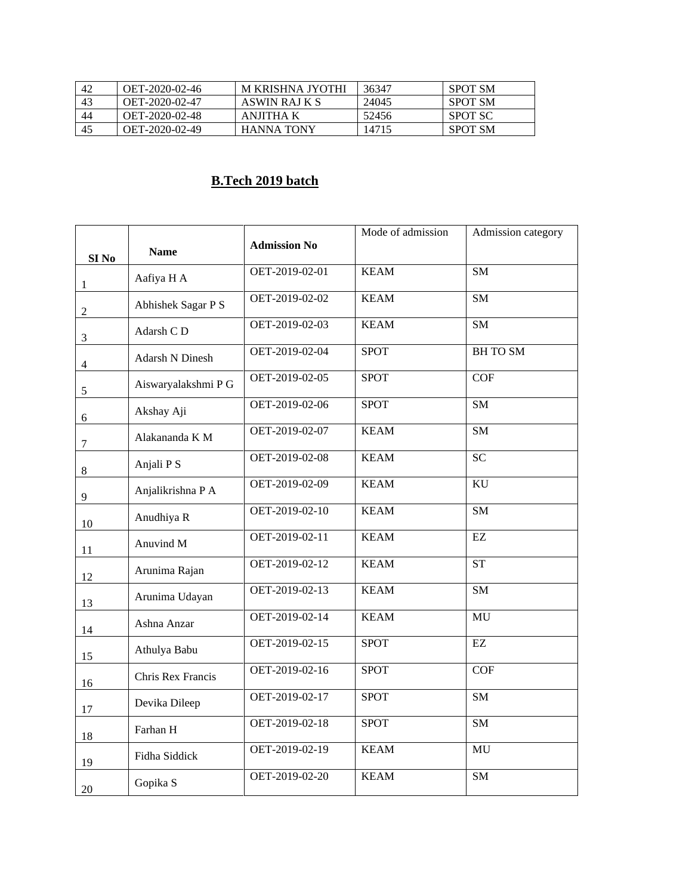| 42 | OET-2020-02-46 | M KRISHNA JYOTHI | 36347 | SPOT SM |
|---|---|---|---|---|
| 43 | OET-2020-02-47 | ASWIN RAJ K S | 24045 | SPOT SM |
| 44 | OET-2020-02-48 | ANJITHA K | 52456 | SPOT SC |
| 45 | OET-2020-02-49 | HANNA TONY | 14715 | SPOT SM |

## B.Tech 2019 batch

| SI No | Name | Admission No | Mode of admission | Admission category |
|---|---|---|---|---|
| 1 | Aafiya H A | OET-2019-02-01 | KEAM | SM |
| 2 | Abhishek Sagar P S | OET-2019-02-02 | KEAM | SM |
| 3 | Adarsh C D | OET-2019-02-03 | KEAM | SM |
| 4 | Adarsh N Dinesh | OET-2019-02-04 | SPOT | BH TO SM |
| 5 | Aiswaryalakshmi P G | OET-2019-02-05 | SPOT | COF |
| 6 | Akshay Aji | OET-2019-02-06 | SPOT | SM |
| 7 | Alakananda K M | OET-2019-02-07 | KEAM | SM |
| 8 | Anjali P S | OET-2019-02-08 | KEAM | SC |
| 9 | Anjalikrishna P A | OET-2019-02-09 | KEAM | KU |
| 10 | Anudhiya R | OET-2019-02-10 | KEAM | SM |
| 11 | Anuvind M | OET-2019-02-11 | KEAM | EZ |
| 12 | Arunima Rajan | OET-2019-02-12 | KEAM | ST |
| 13 | Arunima Udayan | OET-2019-02-13 | KEAM | SM |
| 14 | Ashna Anzar | OET-2019-02-14 | KEAM | MU |
| 15 | Athulya Babu | OET-2019-02-15 | SPOT | EZ |
| 16 | Chris Rex Francis | OET-2019-02-16 | SPOT | COF |
| 17 | Devika Dileep | OET-2019-02-17 | SPOT | SM |
| 18 | Farhan H | OET-2019-02-18 | SPOT | SM |
| 19 | Fidha Siddick | OET-2019-02-19 | KEAM | MU |
| 20 | Gopika S | OET-2019-02-20 | KEAM | SM |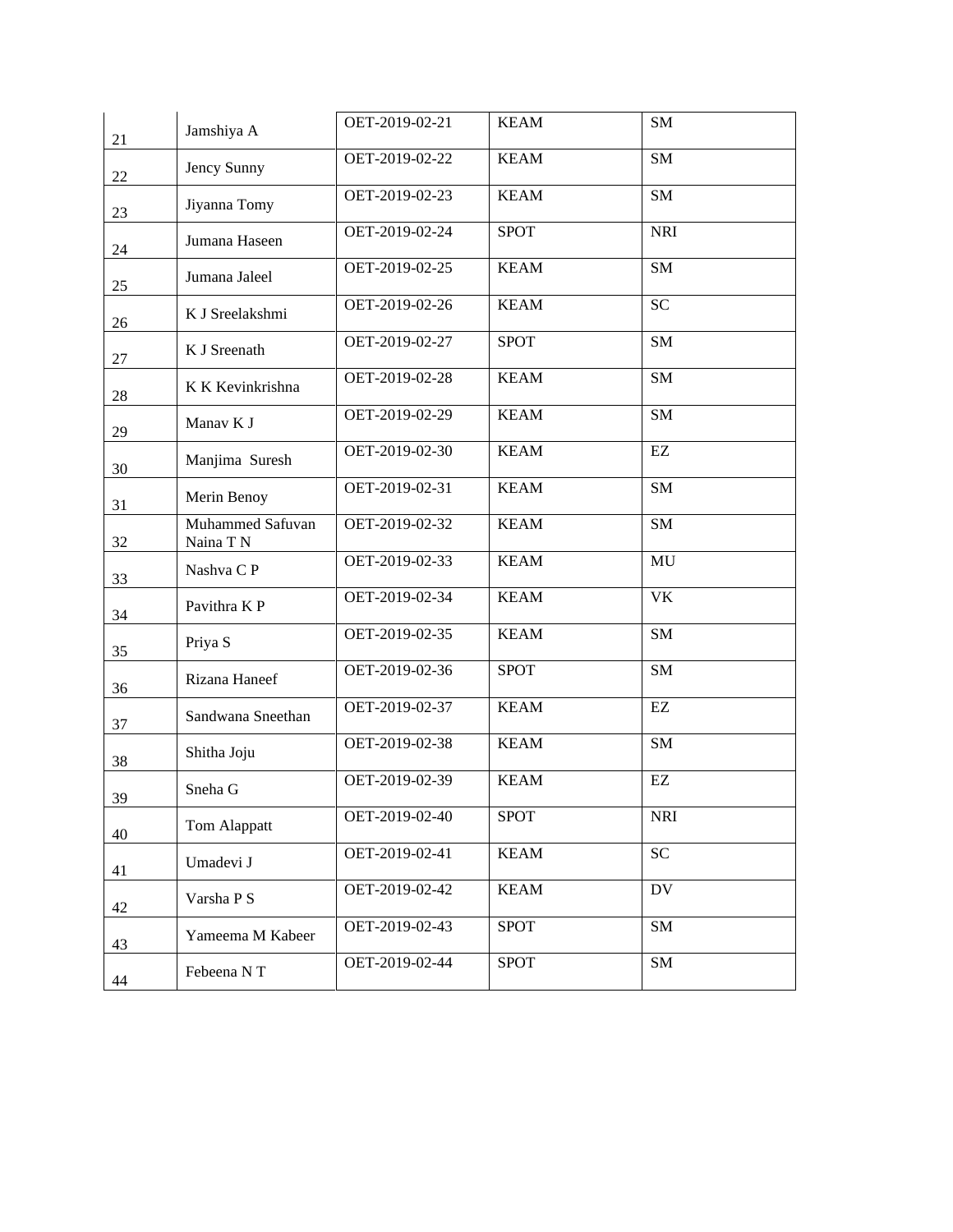| | | | | |
|---|---|---|---|---|
| 21 | Jamshiya A | OET-2019-02-21 | KEAM | SM |
| 22 | Jency Sunny | OET-2019-02-22 | KEAM | SM |
| 23 | Jiyanna Tomy | OET-2019-02-23 | KEAM | SM |
| 24 | Jumana Haseen | OET-2019-02-24 | SPOT | NRI |
| 25 | Jumana Jaleel | OET-2019-02-25 | KEAM | SM |
| 26 | K J Sreelakshmi | OET-2019-02-26 | KEAM | SC |
| 27 | K J Sreenath | OET-2019-02-27 | SPOT | SM |
| 28 | K K Kevinkrishna | OET-2019-02-28 | KEAM | SM |
| 29 | Manav K J | OET-2019-02-29 | KEAM | SM |
| 30 | Manjima Suresh | OET-2019-02-30 | KEAM | EZ |
| 31 | Merin Benoy | OET-2019-02-31 | KEAM | SM |
| 32 | Muhammed Safuvan Naina T N | OET-2019-02-32 | KEAM | SM |
| 33 | Nashva C P | OET-2019-02-33 | KEAM | MU |
| 34 | Pavithra K P | OET-2019-02-34 | KEAM | VK |
| 35 | Priya S | OET-2019-02-35 | KEAM | SM |
| 36 | Rizana Haneef | OET-2019-02-36 | SPOT | SM |
| 37 | Sandwana Sneethan | OET-2019-02-37 | KEAM | EZ |
| 38 | Shitha Joju | OET-2019-02-38 | KEAM | SM |
| 39 | Sneha G | OET-2019-02-39 | KEAM | EZ |
| 40 | Tom Alappatt | OET-2019-02-40 | SPOT | NRI |
| 41 | Umadevi J | OET-2019-02-41 | KEAM | SC |
| 42 | Varsha P S | OET-2019-02-42 | KEAM | DV |
| 43 | Yameema M Kabeer | OET-2019-02-43 | SPOT | SM |
| 44 | Febeena N T | OET-2019-02-44 | SPOT | SM |